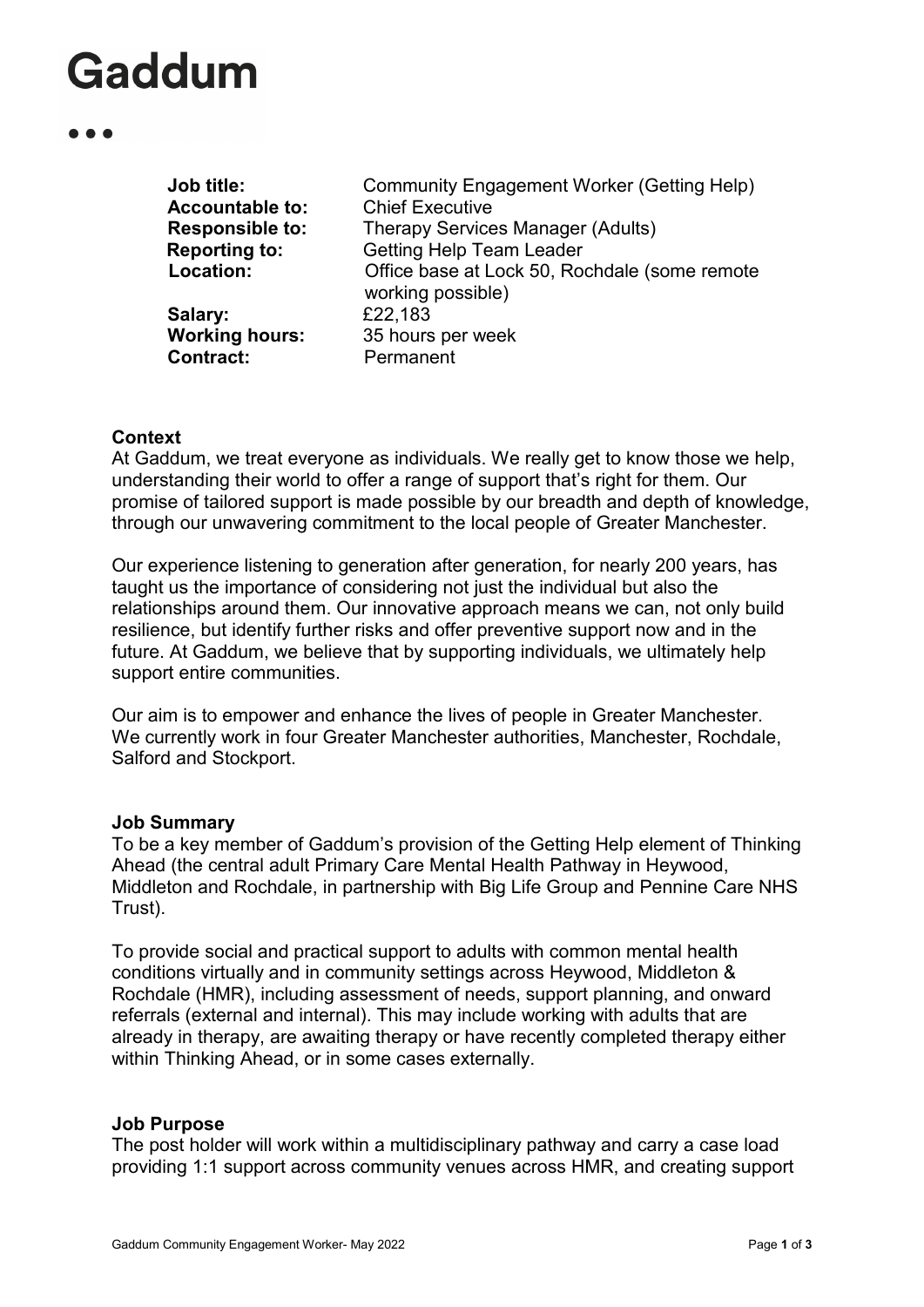# Gaddum

| | |
|---|---|
| **Job title:** | Community Engagement Worker (Getting Help) |
| **Accountable to:** | Chief Executive |
| **Responsible to:** | Therapy Services Manager (Adults) |
| **Reporting to:** | Getting Help Team Leader |
| **Location:** | Office base at Lock 50, Rochdale (some remote working possible) |
| **Salary:** | £22,183 |
| **Working hours:** | 35 hours per week |
| **Contract:** | Permanent |

**Context**

At Gaddum, we treat everyone as individuals. We really get to know those we help, understanding their world to offer a range of support that's right for them. Our promise of tailored support is made possible by our breadth and depth of knowledge, through our unwavering commitment to the local people of Greater Manchester.

Our experience listening to generation after generation, for nearly 200 years, has taught us the importance of considering not just the individual but also the relationships around them. Our innovative approach means we can, not only build resilience, but identify further risks and offer preventive support now and in the future. At Gaddum, we believe that by supporting individuals, we ultimately help support entire communities.

Our aim is to empower and enhance the lives of people in Greater Manchester. We currently work in four Greater Manchester authorities, Manchester, Rochdale, Salford and Stockport.

**Job Summary**

To be a key member of Gaddum's provision of the Getting Help element of Thinking Ahead (the central adult Primary Care Mental Health Pathway in Heywood, Middleton and Rochdale, in partnership with Big Life Group and Pennine Care NHS Trust).

To provide social and practical support to adults with common mental health conditions virtually and in community settings across Heywood, Middleton & Rochdale (HMR), including assessment of needs, support planning, and onward referrals (external and internal). This may include working with adults that are already in therapy, are awaiting therapy or have recently completed therapy either within Thinking Ahead, or in some cases externally.

**Job Purpose**

The post holder will work within a multidisciplinary pathway and carry a case load providing 1:1 support across community venues across HMR, and creating support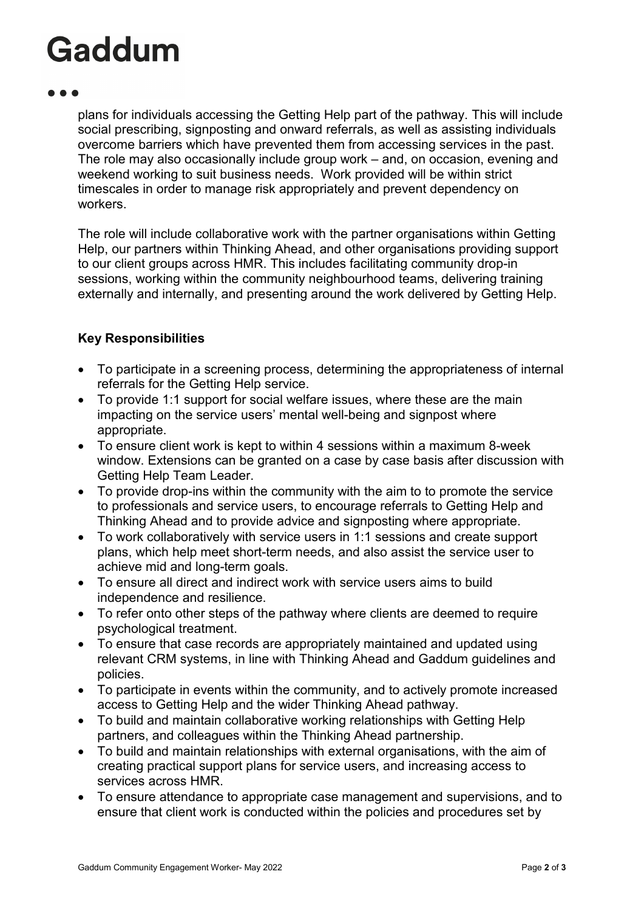plans for individuals accessing the Getting Help part of the pathway. This will include social prescribing, signposting and onward referrals, as well as assisting individuals overcome barriers which have prevented them from accessing services in the past. The role may also occasionally include group work – and, on occasion, evening and weekend working to suit business needs. Work provided will be within strict timescales in order to manage risk appropriately and prevent dependency on workers.

The role will include collaborative work with the partner organisations within Getting Help, our partners within Thinking Ahead, and other organisations providing support to our client groups across HMR. This includes facilitating community drop-in sessions, working within the community neighbourhood teams, delivering training externally and internally, and presenting around the work delivered by Getting Help.

**Key Responsibilities**

- To participate in a screening process, determining the appropriateness of internal referrals for the Getting Help service.
- To provide 1:1 support for social welfare issues, where these are the main impacting on the service users' mental well-being and signpost where appropriate.
- To ensure client work is kept to within 4 sessions within a maximum 8-week window. Extensions can be granted on a case by case basis after discussion with Getting Help Team Leader.
- To provide drop-ins within the community with the aim to to promote the service to professionals and service users, to encourage referrals to Getting Help and Thinking Ahead and to provide advice and signposting where appropriate.
- To work collaboratively with service users in 1:1 sessions and create support plans, which help meet short-term needs, and also assist the service user to achieve mid and long-term goals.
- To ensure all direct and indirect work with service users aims to build independence and resilience.
- To refer onto other steps of the pathway where clients are deemed to require psychological treatment.
- To ensure that case records are appropriately maintained and updated using relevant CRM systems, in line with Thinking Ahead and Gaddum guidelines and policies.
- To participate in events within the community, and to actively promote increased access to Getting Help and the wider Thinking Ahead pathway.
- To build and maintain collaborative working relationships with Getting Help partners, and colleagues within the Thinking Ahead partnership.
- To build and maintain relationships with external organisations, with the aim of creating practical support plans for service users, and increasing access to services across HMR.
- To ensure attendance to appropriate case management and supervisions, and to ensure that client work is conducted within the policies and procedures set by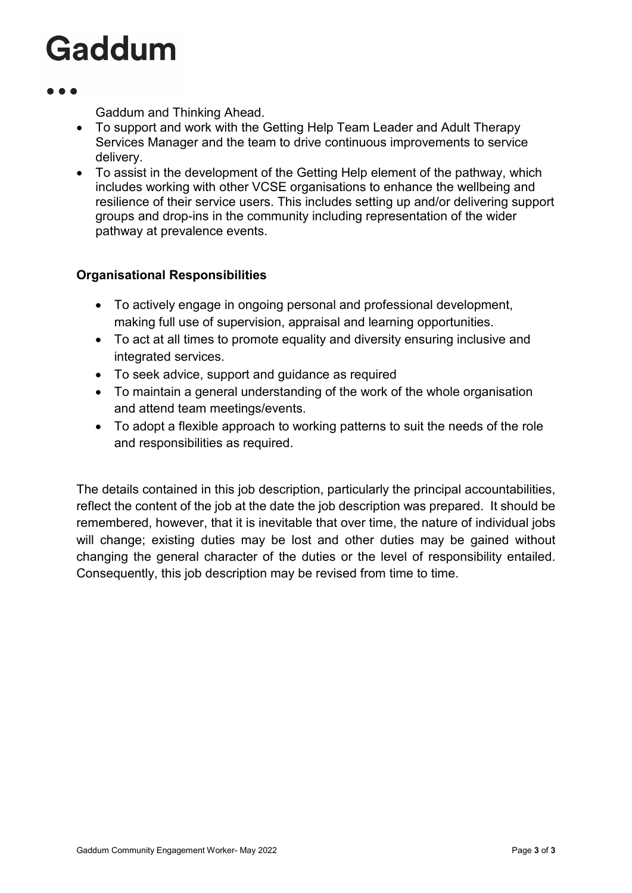Gaddum and Thinking Ahead.

- To support and work with the Getting Help Team Leader and Adult Therapy Services Manager and the team to drive continuous improvements to service delivery.
- To assist in the development of the Getting Help element of the pathway, which includes working with other VCSE organisations to enhance the wellbeing and resilience of their service users. This includes setting up and/or delivering support groups and drop-ins in the community including representation of the wider pathway at prevalence events.

**Organisational Responsibilities**

- To actively engage in ongoing personal and professional development, making full use of supervision, appraisal and learning opportunities.
- To act at all times to promote equality and diversity ensuring inclusive and integrated services.
- To seek advice, support and guidance as required
- To maintain a general understanding of the work of the whole organisation and attend team meetings/events.
- To adopt a flexible approach to working patterns to suit the needs of the role and responsibilities as required.

The details contained in this job description, particularly the principal accountabilities, reflect the content of the job at the date the job description was prepared. It should be remembered, however, that it is inevitable that over time, the nature of individual jobs will change; existing duties may be lost and other duties may be gained without changing the general character of the duties or the level of responsibility entailed. Consequently, this job description may be revised from time to time.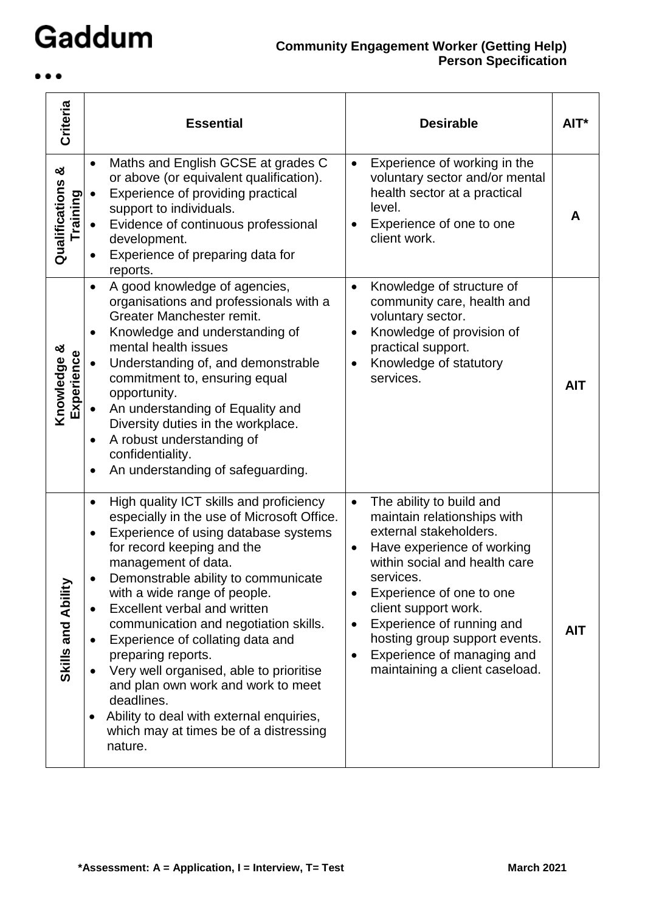# Gaddum

**Community Engagement Worker (Getting Help)**
**Person Specification**

| Criteria | Essential | Desirable | AIT* |
|---|---|---|---|
| **Qualifications & Training** | • Maths and English GCSE at grades C or above (or equivalent qualification).<br>• Experience of providing practical support to individuals.<br>• Evidence of continuous professional development.<br>• Experience of preparing data for reports. | • Experience of working in the voluntary sector and/or mental health sector at a practical level.<br>• Experience of one to one client work. | **A** |
| **Knowledge & Experience** | • A good knowledge of agencies, organisations and professionals with a Greater Manchester remit.<br>• Knowledge and understanding of mental health issues<br>• Understanding of, and demonstrable commitment to, ensuring equal opportunity.<br>• An understanding of Equality and Diversity duties in the workplace.<br>• A robust understanding of confidentiality.<br>• An understanding of safeguarding. | • Knowledge of structure of community care, health and voluntary sector.<br>• Knowledge of provision of practical support.<br>• Knowledge of statutory services. | **AIT** |
| **Skills and Ability** | • High quality ICT skills and proficiency especially in the use of Microsoft Office.<br>• Experience of using database systems for record keeping and the management of data.<br>• Demonstrable ability to communicate with a wide range of people.<br>• Excellent verbal and written communication and negotiation skills.<br>• Experience of collating data and preparing reports.<br>• Very well organised, able to prioritise and plan own work and work to meet deadlines.<br>• Ability to deal with external enquiries, which may at times be of a distressing nature. | • The ability to build and maintain relationships with external stakeholders.<br>• Have experience of working within social and health care services.<br>• Experience of one to one client support work.<br>• Experience of running and hosting group support events.<br>• Experience of managing and maintaining a client caseload. | **AIT** |

**\*Assessment: A = Application, I = Interview, T= Test**

**March 2021**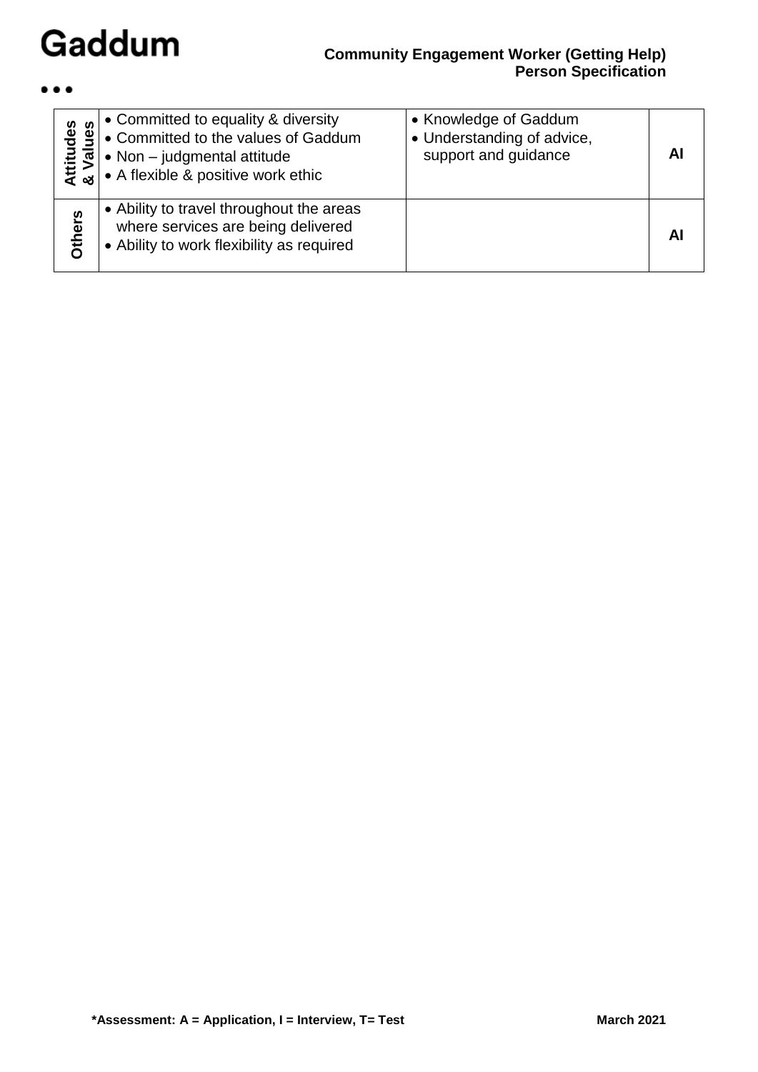| | | | |
|---|---|---|---|
| **Attitudes & Values** | • Committed to equality & diversity<br>• Committed to the values of Gaddum<br>• Non – judgmental attitude<br>• A flexible & positive work ethic | • Knowledge of Gaddum<br>• Understanding of advice, support and guidance | **AI** |
| **Others** | • Ability to travel throughout the areas where services are being delivered<br>• Ability to work flexibility as required | | **AI** |

**\*Assessment: A = Application, I = Interview, T= Test**

**March 2021**